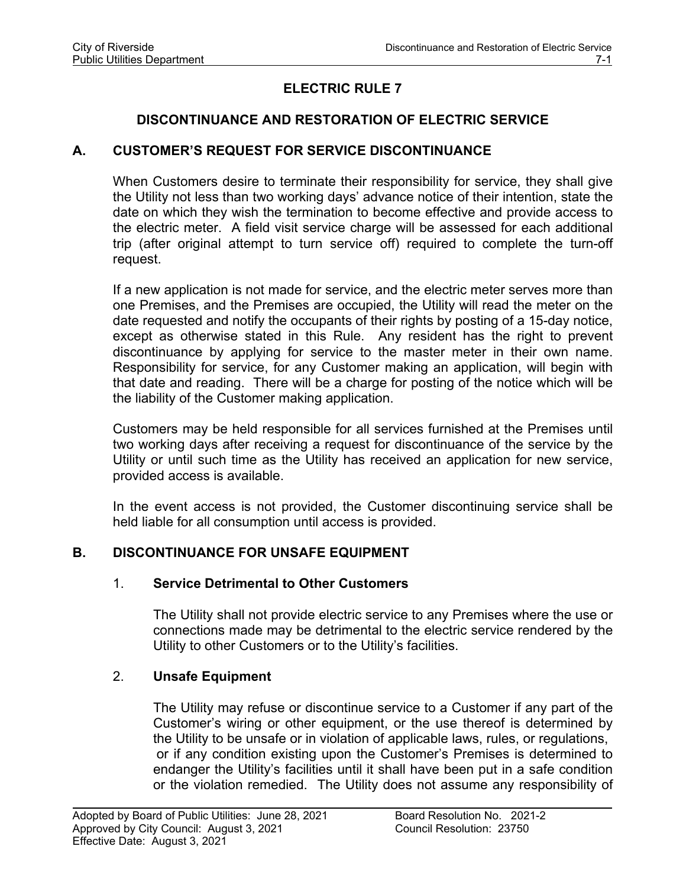# ELECTRIC RULE 7

## DISCONTINUANCE AND RESTORATION OF ELECTRIC SERVICE

### A. CUSTOMER'S REQUEST FOR SERVICE DISCONTINUANCE

When Customers desire to terminate their responsibility for service, they shall give the Utility not less than two working days' advance notice of their intention, state the date on which they wish the termination to become effective and provide access to the electric meter. A field visit service charge will be assessed for each additional trip (after original attempt to turn service off) required to complete the turn-off request.

If a new application is not made for service, and the electric meter serves more than one Premises, and the Premises are occupied, the Utility will read the meter on the date requested and notify the occupants of their rights by posting of a 15-day notice, except as otherwise stated in this Rule. Any resident has the right to prevent discontinuance by applying for service to the master meter in their own name. Responsibility for service, for any Customer making an application, will begin with that date and reading. There will be a charge for posting of the notice which will be the liability of the Customer making application.

Customers may be held responsible for all services furnished at the Premises until two working days after receiving a request for discontinuance of the service by the Utility or until such time as the Utility has received an application for new service, provided access is available.

In the event access is not provided, the Customer discontinuing service shall be held liable for all consumption until access is provided.

### B. DISCONTINUANCE FOR UNSAFE EQUIPMENT

1. **Service Detrimental to Other Customers**

   The Utility shall not provide electric service to any Premises where the use or connections made may be detrimental to the electric service rendered by the Utility to other Customers or to the Utility's facilities.

2. **Unsafe Equipment**

   The Utility may refuse or discontinue service to a Customer if any part of the Customer's wiring or other equipment, or the use thereof is determined by the Utility to be unsafe or in violation of applicable laws, rules, or regulations, or if any condition existing upon the Customer's Premises is determined to endanger the Utility's facilities until it shall have been put in a safe condition or the violation remedied. The Utility does not assume any responsibility of

Adopted by Board of Public Utilities: June 28, 2021 Board Resolution No. 2021-2
Approved by City Council: August 3, 2021 Council Resolution: 23750
Effective Date: August 3, 2021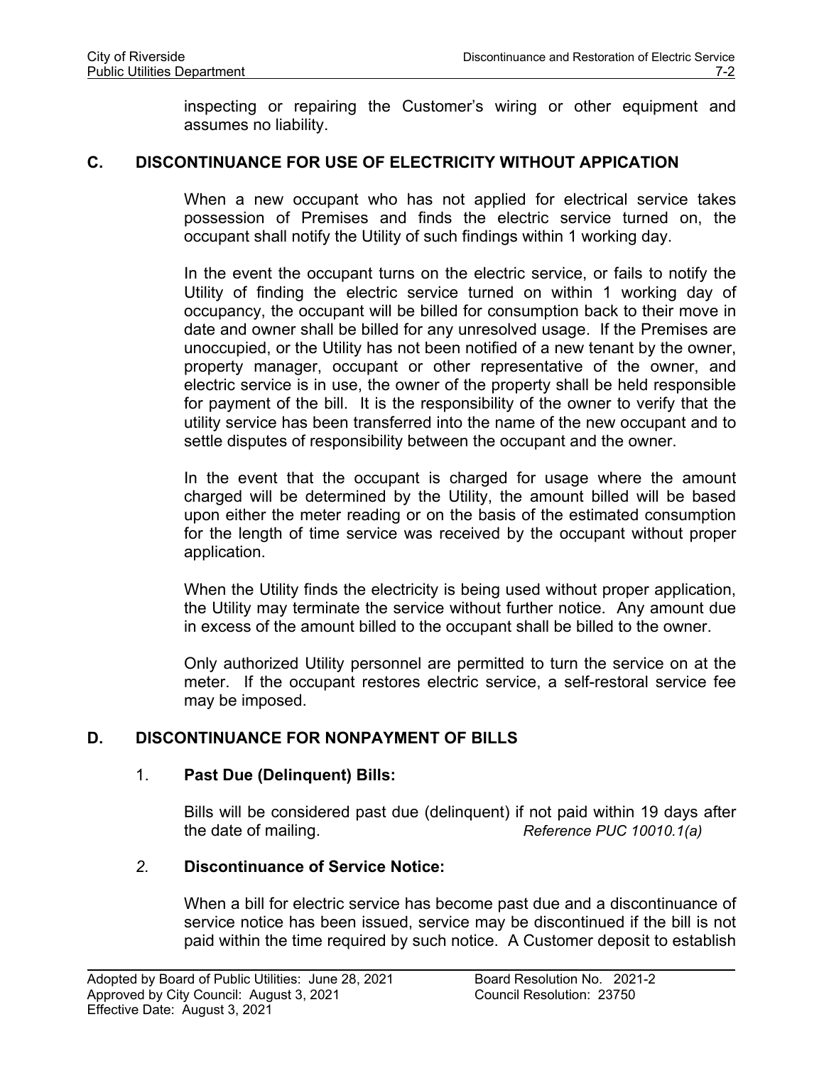inspecting or repairing the Customer's wiring or other equipment and assumes no liability.

## C. DISCONTINUANCE FOR USE OF ELECTRICITY WITHOUT APPICATION

When a new occupant who has not applied for electrical service takes possession of Premises and finds the electric service turned on, the occupant shall notify the Utility of such findings within 1 working day.

In the event the occupant turns on the electric service, or fails to notify the Utility of finding the electric service turned on within 1 working day of occupancy, the occupant will be billed for consumption back to their move in date and owner shall be billed for any unresolved usage. If the Premises are unoccupied, or the Utility has not been notified of a new tenant by the owner, property manager, occupant or other representative of the owner, and electric service is in use, the owner of the property shall be held responsible for payment of the bill. It is the responsibility of the owner to verify that the utility service has been transferred into the name of the new occupant and to settle disputes of responsibility between the occupant and the owner.

In the event that the occupant is charged for usage where the amount charged will be determined by the Utility, the amount billed will be based upon either the meter reading or on the basis of the estimated consumption for the length of time service was received by the occupant without proper application.

When the Utility finds the electricity is being used without proper application, the Utility may terminate the service without further notice. Any amount due in excess of the amount billed to the occupant shall be billed to the owner.

Only authorized Utility personnel are permitted to turn the service on at the meter. If the occupant restores electric service, a self-restoral service fee may be imposed.

## D. DISCONTINUANCE FOR NONPAYMENT OF BILLS

### 1. Past Due (Delinquent) Bills:

Bills will be considered past due (delinquent) if not paid within 19 days after the date of mailing. *Reference PUC 10010.1(a)*

### *2.* Discontinuance of Service Notice:

When a bill for electric service has become past due and a discontinuance of service notice has been issued, service may be discontinued if the bill is not paid within the time required by such notice. A Customer deposit to establish

Adopted by Board of Public Utilities: June 28, 2021
Approved by City Council: August 3, 2021
Effective Date: August 3, 2021

Board Resolution No. 2021-2
Council Resolution: 23750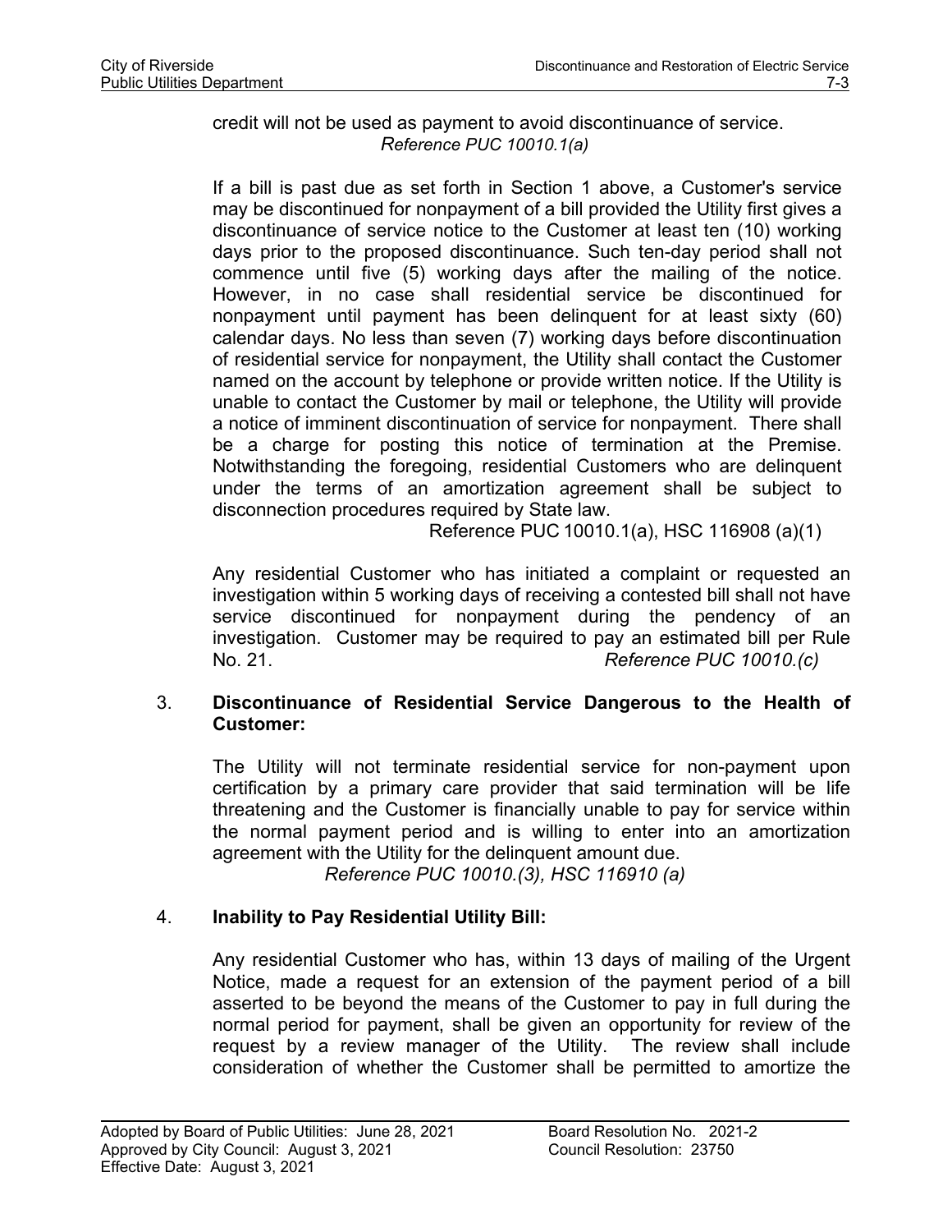credit will not be used as payment to avoid discontinuance of service.
*Reference PUC 10010.1(a)*

If a bill is past due as set forth in Section 1 above, a Customer's service may be discontinued for nonpayment of a bill provided the Utility first gives a discontinuance of service notice to the Customer at least ten (10) working days prior to the proposed discontinuance. Such ten-day period shall not commence until five (5) working days after the mailing of the notice. However, in no case shall residential service be discontinued for nonpayment until payment has been delinquent for at least sixty (60) calendar days. No less than seven (7) working days before discontinuation of residential service for nonpayment, the Utility shall contact the Customer named on the account by telephone or provide written notice. If the Utility is unable to contact the Customer by mail or telephone, the Utility will provide a notice of imminent discontinuation of service for nonpayment. There shall be a charge for posting this notice of termination at the Premise. Notwithstanding the foregoing, residential Customers who are delinquent under the terms of an amortization agreement shall be subject to disconnection procedures required by State law.
Reference PUC 10010.1(a), HSC 116908 (a)(1)

Any residential Customer who has initiated a complaint or requested an investigation within 5 working days of receiving a contested bill shall not have service discontinued for nonpayment during the pendency of an investigation. Customer may be required to pay an estimated bill per Rule No. 21. *Reference PUC 10010.(c)*

3. **Discontinuance of Residential Service Dangerous to the Health of Customer:**

The Utility will not terminate residential service for non-payment upon certification by a primary care provider that said termination will be life threatening and the Customer is financially unable to pay for service within the normal payment period and is willing to enter into an amortization agreement with the Utility for the delinquent amount due.
*Reference PUC 10010.(3), HSC 116910 (a)*

4. **Inability to Pay Residential Utility Bill:**

Any residential Customer who has, within 13 days of mailing of the Urgent Notice, made a request for an extension of the payment period of a bill asserted to be beyond the means of the Customer to pay in full during the normal period for payment, shall be given an opportunity for review of the request by a review manager of the Utility. The review shall include consideration of whether the Customer shall be permitted to amortize the

Adopted by Board of Public Utilities: June 28, 2021 | Board Resolution No. 2021-2
Approved by City Council: August 3, 2021 | Council Resolution: 23750
Effective Date: August 3, 2021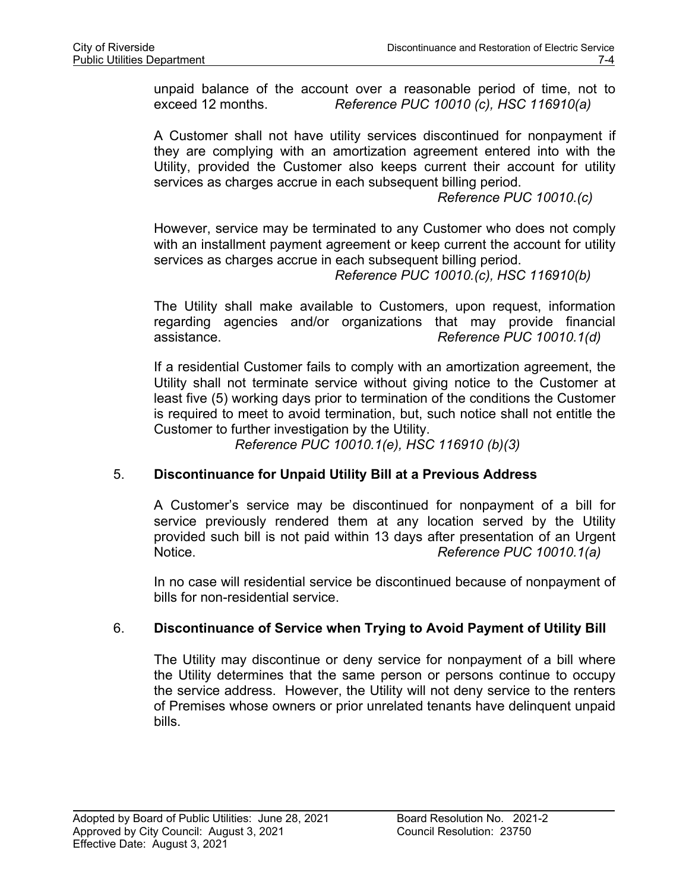unpaid balance of the account over a reasonable period of time, not to exceed 12 months. *Reference PUC 10010 (c), HSC 116910(a)*

A Customer shall not have utility services discontinued for nonpayment if they are complying with an amortization agreement entered into with the Utility, provided the Customer also keeps current their account for utility services as charges accrue in each subsequent billing period.
*Reference PUC 10010.(c)*

However, service may be terminated to any Customer who does not comply with an installment payment agreement or keep current the account for utility services as charges accrue in each subsequent billing period.
*Reference PUC 10010.(c), HSC 116910(b)*

The Utility shall make available to Customers, upon request, information regarding agencies and/or organizations that may provide financial assistance. *Reference PUC 10010.1(d)*

If a residential Customer fails to comply with an amortization agreement, the Utility shall not terminate service without giving notice to the Customer at least five (5) working days prior to termination of the conditions the Customer is required to meet to avoid termination, but, such notice shall not entitle the Customer to further investigation by the Utility.
*Reference PUC 10010.1(e), HSC 116910 (b)(3)*

## 5. **Discontinuance for Unpaid Utility Bill at a Previous Address**

A Customer's service may be discontinued for nonpayment of a bill for service previously rendered them at any location served by the Utility provided such bill is not paid within 13 days after presentation of an Urgent Notice. *Reference PUC 10010.1(a)*

In no case will residential service be discontinued because of nonpayment of bills for non-residential service.

## 6. **Discontinuance of Service when Trying to Avoid Payment of Utility Bill**

The Utility may discontinue or deny service for nonpayment of a bill where the Utility determines that the same person or persons continue to occupy the service address. However, the Utility will not deny service to the renters of Premises whose owners or prior unrelated tenants have delinquent unpaid bills.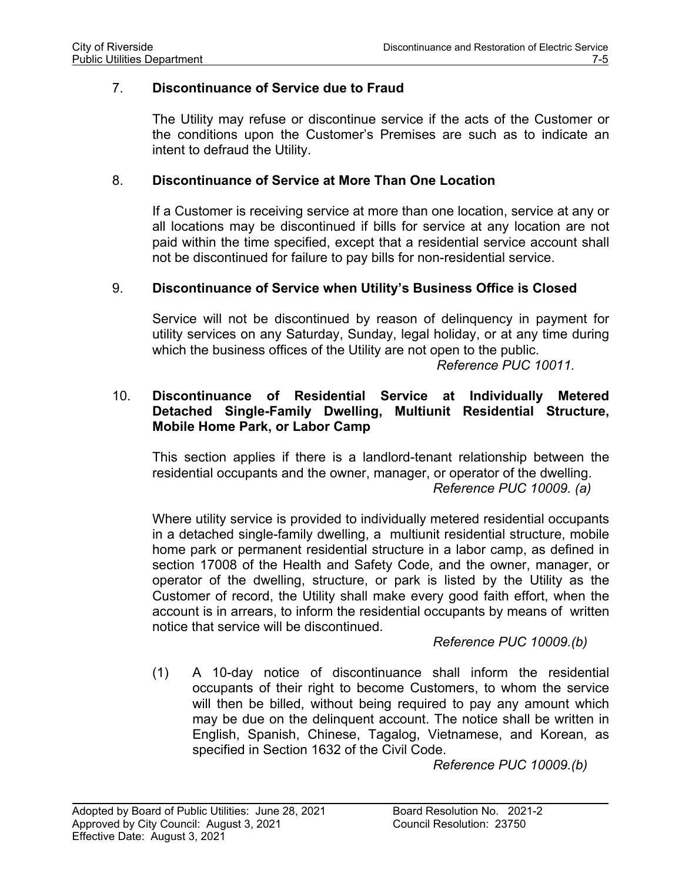## 7. Discontinuance of Service due to Fraud

The Utility may refuse or discontinue service if the acts of the Customer or the conditions upon the Customer's Premises are such as to indicate an intent to defraud the Utility.

## 8. Discontinuance of Service at More Than One Location

If a Customer is receiving service at more than one location, service at any or all locations may be discontinued if bills for service at any location are not paid within the time specified, except that a residential service account shall not be discontinued for failure to pay bills for non-residential service.

## 9. Discontinuance of Service when Utility's Business Office is Closed

Service will not be discontinued by reason of delinquency in payment for utility services on any Saturday, Sunday, legal holiday, or at any time during which the business offices of the Utility are not open to the public.

*Reference PUC 10011.*

## 10. Discontinuance of Residential Service at Individually Metered Detached Single-Family Dwelling, Multiunit Residential Structure, Mobile Home Park, or Labor Camp

This section applies if there is a landlord-tenant relationship between the residential occupants and the owner, manager, or operator of the dwelling.

*Reference PUC 10009. (a)*

Where utility service is provided to individually metered residential occupants in a detached single-family dwelling, a multiunit residential structure, mobile home park or permanent residential structure in a labor camp, as defined in section 17008 of the Health and Safety Code, and the owner, manager, or operator of the dwelling, structure, or park is listed by the Utility as the Customer of record, the Utility shall make every good faith effort, when the account is in arrears, to inform the residential occupants by means of written notice that service will be discontinued.

*Reference PUC 10009.(b)*

(1) A 10-day notice of discontinuance shall inform the residential occupants of their right to become Customers, to whom the service will then be billed, without being required to pay any amount which may be due on the delinquent account. The notice shall be written in English, Spanish, Chinese, Tagalog, Vietnamese, and Korean, as specified in Section 1632 of the Civil Code.

*Reference PUC 10009.(b)*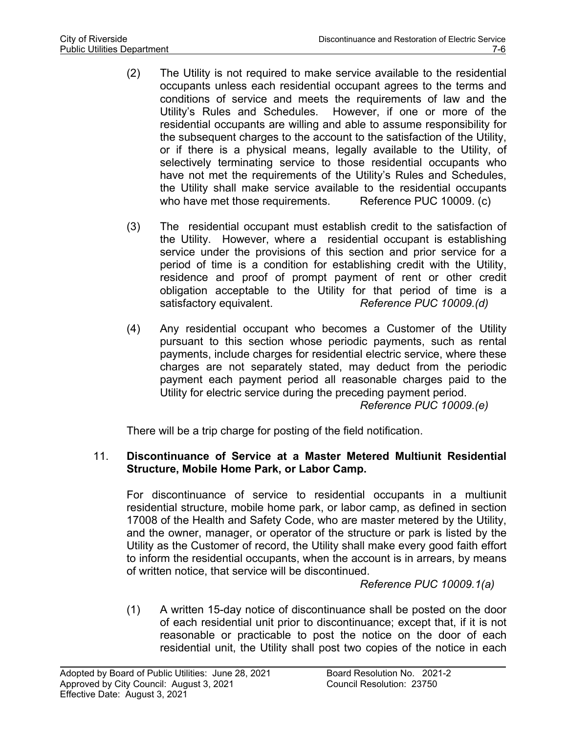(2) The Utility is not required to make service available to the residential occupants unless each residential occupant agrees to the terms and conditions of service and meets the requirements of law and the Utility's Rules and Schedules. However, if one or more of the residential occupants are willing and able to assume responsibility for the subsequent charges to the account to the satisfaction of the Utility, or if there is a physical means, legally available to the Utility, of selectively terminating service to those residential occupants who have not met the requirements of the Utility's Rules and Schedules, the Utility shall make service available to the residential occupants who have met those requirements. Reference PUC 10009. (c)

(3) The residential occupant must establish credit to the satisfaction of the Utility. However, where a residential occupant is establishing service under the provisions of this section and prior service for a period of time is a condition for establishing credit with the Utility, residence and proof of prompt payment of rent or other credit obligation acceptable to the Utility for that period of time is a satisfactory equivalent. *Reference PUC 10009.(d)*

(4) Any residential occupant who becomes a Customer of the Utility pursuant to this section whose periodic payments, such as rental payments, include charges for residential electric service, where these charges are not separately stated, may deduct from the periodic payment each payment period all reasonable charges paid to the Utility for electric service during the preceding payment period. *Reference PUC 10009.(e)*

There will be a trip charge for posting of the field notification.

11. **Discontinuance of Service at a Master Metered Multiunit Residential Structure, Mobile Home Park, or Labor Camp.**

For discontinuance of service to residential occupants in a multiunit residential structure, mobile home park, or labor camp, as defined in section 17008 of the Health and Safety Code, who are master metered by the Utility, and the owner, manager, or operator of the structure or park is listed by the Utility as the Customer of record, the Utility shall make every good faith effort to inform the residential occupants, when the account is in arrears, by means of written notice, that service will be discontinued.

*Reference PUC 10009.1(a)*

(1) A written 15-day notice of discontinuance shall be posted on the door of each residential unit prior to discontinuance; except that, if it is not reasonable or practicable to post the notice on the door of each residential unit, the Utility shall post two copies of the notice in each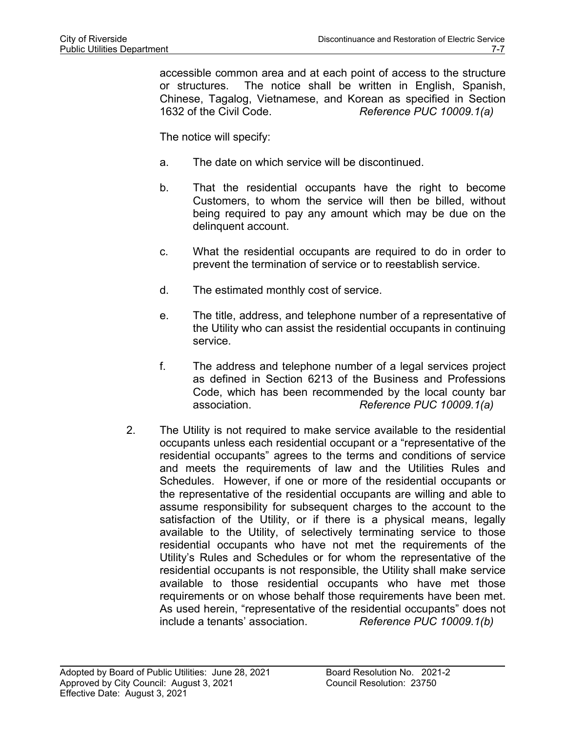accessible common area and at each point of access to the structure or structures. The notice shall be written in English, Spanish, Chinese, Tagalog, Vietnamese, and Korean as specified in Section 1632 of the Civil Code. *Reference PUC 10009.1(a)*

The notice will specify:

a. The date on which service will be discontinued.

b. That the residential occupants have the right to become Customers, to whom the service will then be billed, without being required to pay any amount which may be due on the delinquent account.

c. What the residential occupants are required to do in order to prevent the termination of service or to reestablish service.

d. The estimated monthly cost of service.

e. The title, address, and telephone number of a representative of the Utility who can assist the residential occupants in continuing service.

f. The address and telephone number of a legal services project as defined in Section 6213 of the Business and Professions Code, which has been recommended by the local county bar association. *Reference PUC 10009.1(a)*

2. The Utility is not required to make service available to the residential occupants unless each residential occupant or a "representative of the residential occupants" agrees to the terms and conditions of service and meets the requirements of law and the Utilities Rules and Schedules. However, if one or more of the residential occupants or the representative of the residential occupants are willing and able to assume responsibility for subsequent charges to the account to the satisfaction of the Utility, or if there is a physical means, legally available to the Utility, of selectively terminating service to those residential occupants who have not met the requirements of the Utility's Rules and Schedules or for whom the representative of the residential occupants is not responsible, the Utility shall make service available to those residential occupants who have met those requirements or on whose behalf those requirements have been met. As used herein, "representative of the residential occupants" does not include a tenants' association. *Reference PUC 10009.1(b)*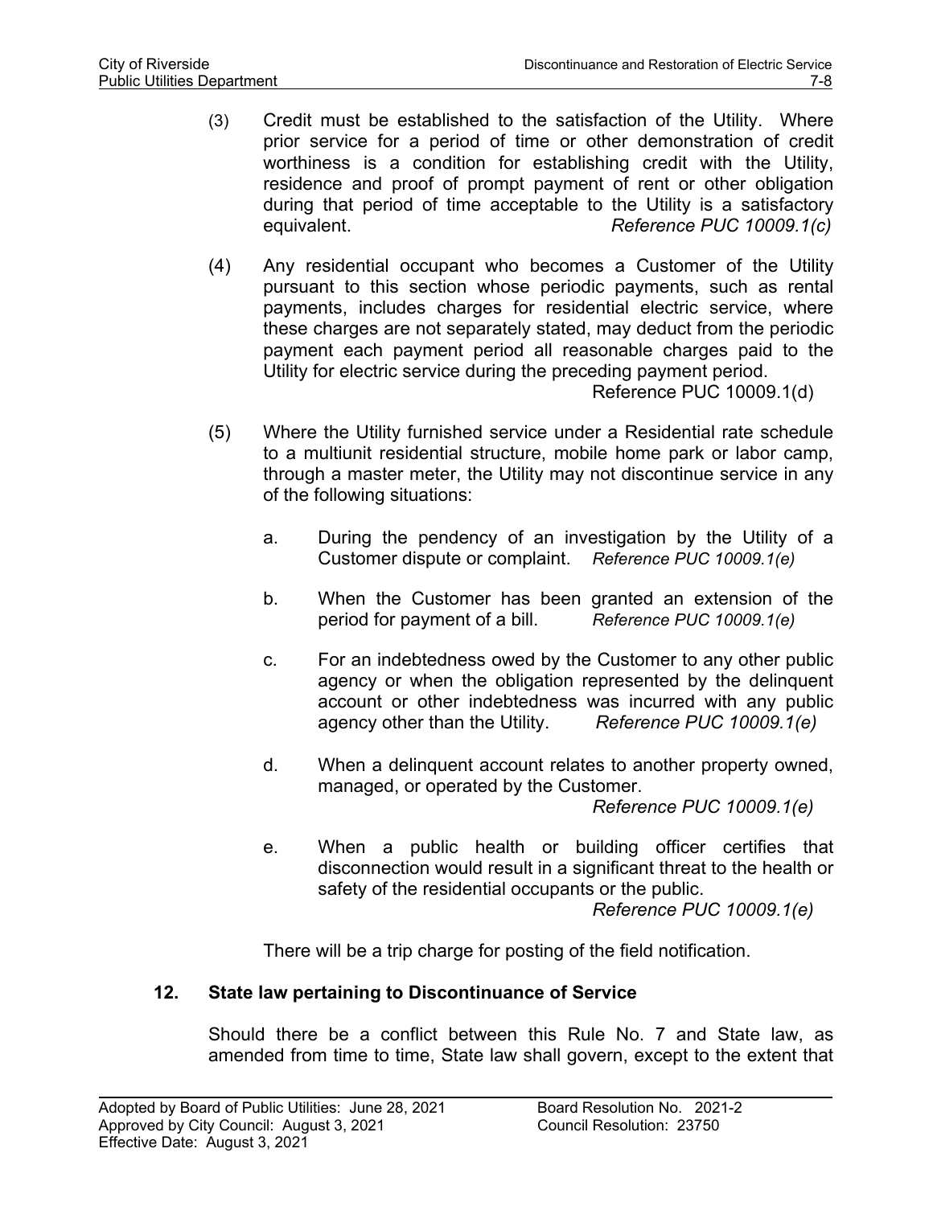(3) Credit must be established to the satisfaction of the Utility. Where prior service for a period of time or other demonstration of credit worthiness is a condition for establishing credit with the Utility, residence and proof of prompt payment of rent or other obligation during that period of time acceptable to the Utility is a satisfactory equivalent. *Reference PUC 10009.1(c)*

(4) Any residential occupant who becomes a Customer of the Utility pursuant to this section whose periodic payments, such as rental payments, includes charges for residential electric service, where these charges are not separately stated, may deduct from the periodic payment each payment period all reasonable charges paid to the Utility for electric service during the preceding payment period. Reference PUC 10009.1(d)

(5) Where the Utility furnished service under a Residential rate schedule to a multiunit residential structure, mobile home park or labor camp, through a master meter, the Utility may not discontinue service in any of the following situations:

   a. During the pendency of an investigation by the Utility of a Customer dispute or complaint. *Reference PUC 10009.1(e)*

   b. When the Customer has been granted an extension of the period for payment of a bill. *Reference PUC 10009.1(e)*

   c. For an indebtedness owed by the Customer to any other public agency or when the obligation represented by the delinquent account or other indebtedness was incurred with any public agency other than the Utility. *Reference PUC 10009.1(e)*

   d. When a delinquent account relates to another property owned, managed, or operated by the Customer. *Reference PUC 10009.1(e)*

   e. When a public health or building officer certifies that disconnection would result in a significant threat to the health or safety of the residential occupants or the public. *Reference PUC 10009.1(e)*

There will be a trip charge for posting of the field notification.

## 12. State law pertaining to Discontinuance of Service

Should there be a conflict between this Rule No. 7 and State law, as amended from time to time, State law shall govern, except to the extent that

Adopted by Board of Public Utilities: June 28, 2021 Board Resolution No. 2021-2
Approved by City Council: August 3, 2021 Council Resolution: 23750
Effective Date: August 3, 2021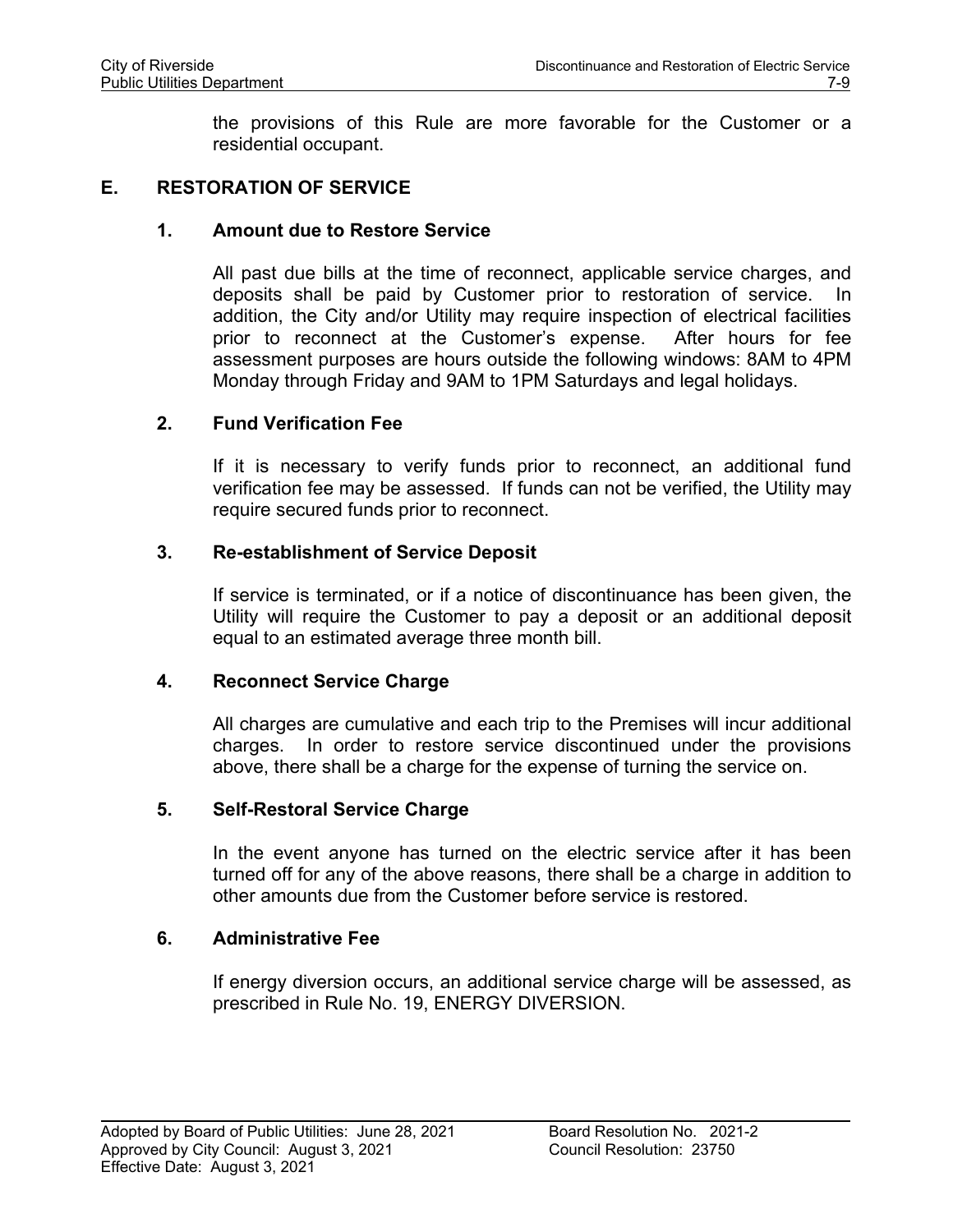the provisions of this Rule are more favorable for the Customer or a residential occupant.

## E. RESTORATION OF SERVICE

### 1. Amount due to Restore Service

All past due bills at the time of reconnect, applicable service charges, and deposits shall be paid by Customer prior to restoration of service. In addition, the City and/or Utility may require inspection of electrical facilities prior to reconnect at the Customer's expense. After hours for fee assessment purposes are hours outside the following windows: 8AM to 4PM Monday through Friday and 9AM to 1PM Saturdays and legal holidays.

### 2. Fund Verification Fee

If it is necessary to verify funds prior to reconnect, an additional fund verification fee may be assessed. If funds can not be verified, the Utility may require secured funds prior to reconnect.

### 3. Re-establishment of Service Deposit

If service is terminated, or if a notice of discontinuance has been given, the Utility will require the Customer to pay a deposit or an additional deposit equal to an estimated average three month bill.

### 4. Reconnect Service Charge

All charges are cumulative and each trip to the Premises will incur additional charges. In order to restore service discontinued under the provisions above, there shall be a charge for the expense of turning the service on.

### 5. Self-Restoral Service Charge

In the event anyone has turned on the electric service after it has been turned off for any of the above reasons, there shall be a charge in addition to other amounts due from the Customer before service is restored.

### 6. Administrative Fee

If energy diversion occurs, an additional service charge will be assessed, as prescribed in Rule No. 19, ENERGY DIVERSION.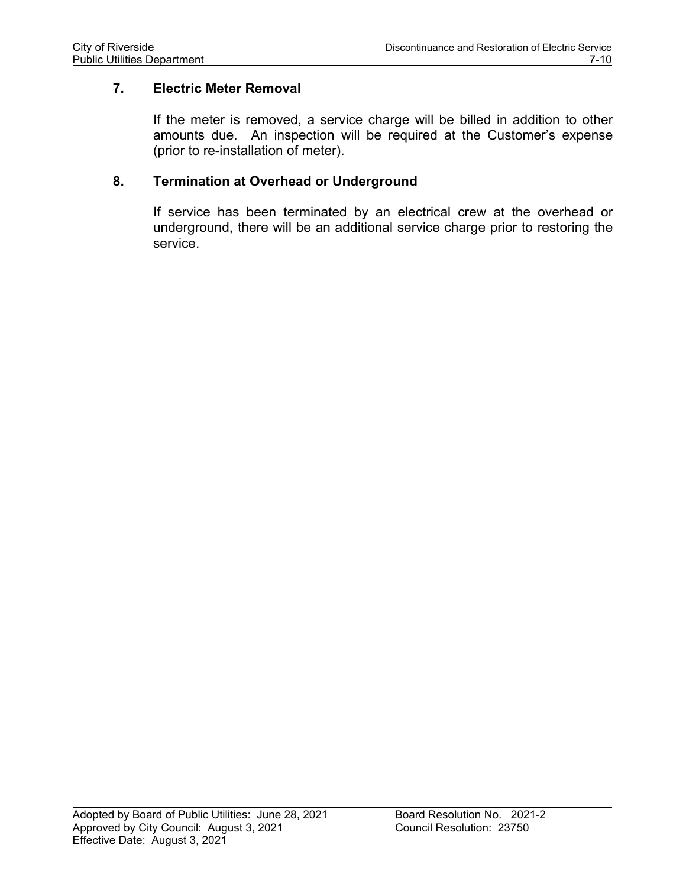## 7. Electric Meter Removal

If the meter is removed, a service charge will be billed in addition to other amounts due. An inspection will be required at the Customer's expense (prior to re-installation of meter).

## 8. Termination at Overhead or Underground

If service has been terminated by an electrical crew at the overhead or underground, there will be an additional service charge prior to restoring the service.